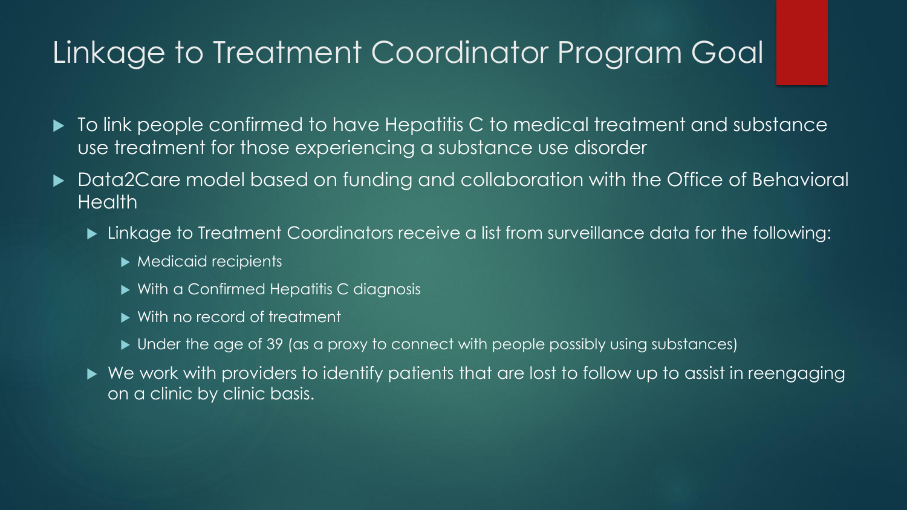# Linkage to Treatment Coordinator Program Goal

- To link people confirmed to have Hepatitis C to medical treatment and substance use treatment for those experiencing a substance use disorder
- Data2Care model based on funding and collaboration with the Office of Behavioral Health
  - Linkage to Treatment Coordinators receive a list from surveillance data for the following:
    - Medicaid recipients
    - With a Confirmed Hepatitis C diagnosis
    - With no record of treatment
    - Under the age of 39 (as a proxy to connect with people possibly using substances)
  - We work with providers to identify patients that are lost to follow up to assist in reengaging on a clinic by clinic basis.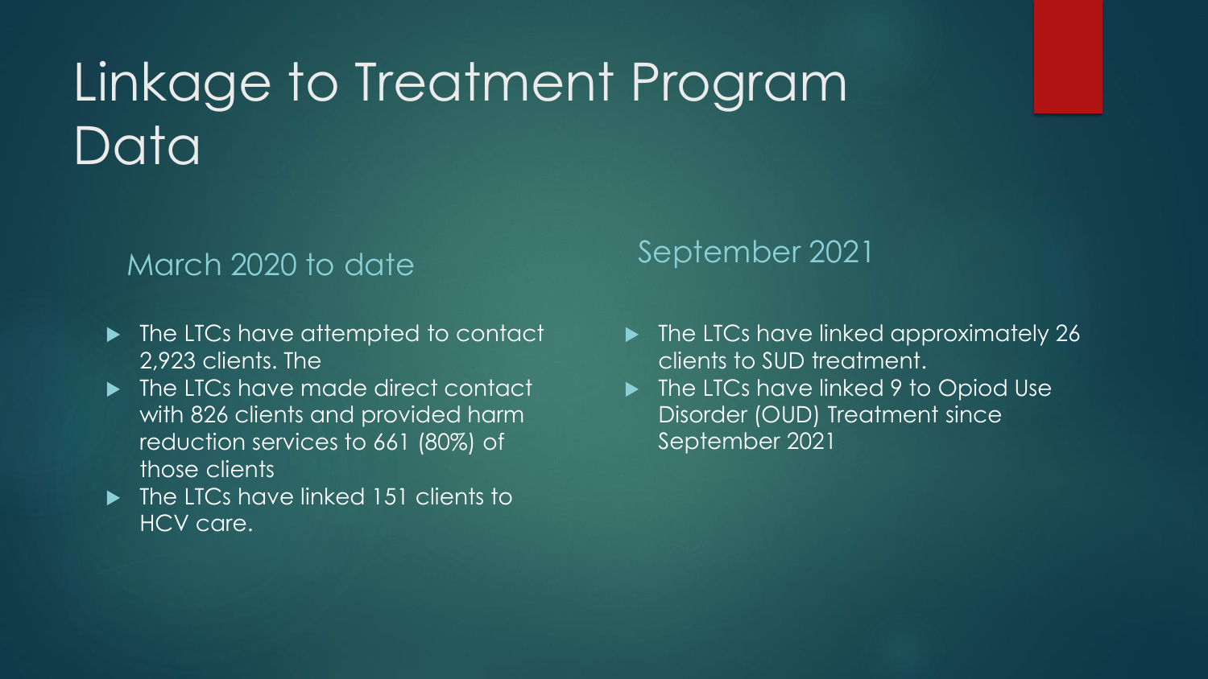# Linkage to Treatment Program Data

## March 2020 to date

- The LTCs have attempted to contact 2,923 clients. The
- The LTCs have made direct contact with 826 clients and provided harm reduction services to 661 (80%) of those clients
- The LTCs have linked 151 clients to HCV care.

## September 2021

- The LTCs have linked approximately 26 clients to SUD treatment.
- The LTCs have linked 9 to Opiod Use Disorder (OUD) Treatment since September 2021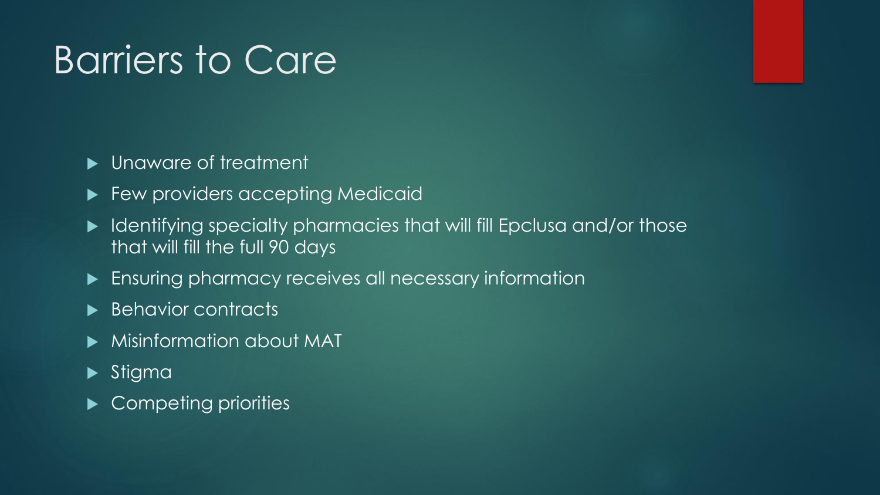# Barriers to Care

- Unaware of treatment
- Few providers accepting Medicaid
- Identifying specialty pharmacies that will fill Epclusa and/or those that will fill the full 90 days
- Ensuring pharmacy receives all necessary information
- Behavior contracts
- Misinformation about MAT
- Stigma
- Competing priorities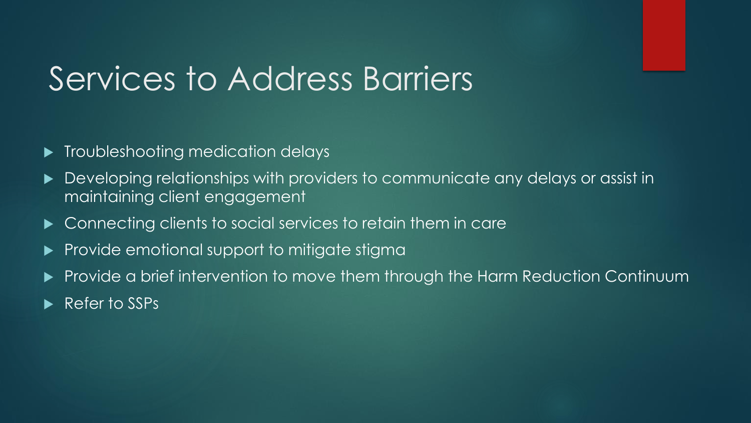# Services to Address Barriers

- Troubleshooting medication delays
- Developing relationships with providers to communicate any delays or assist in maintaining client engagement
- Connecting clients to social services to retain them in care
- Provide emotional support to mitigate stigma
- Provide a brief intervention to move them through the Harm Reduction Continuum
- Refer to SSPs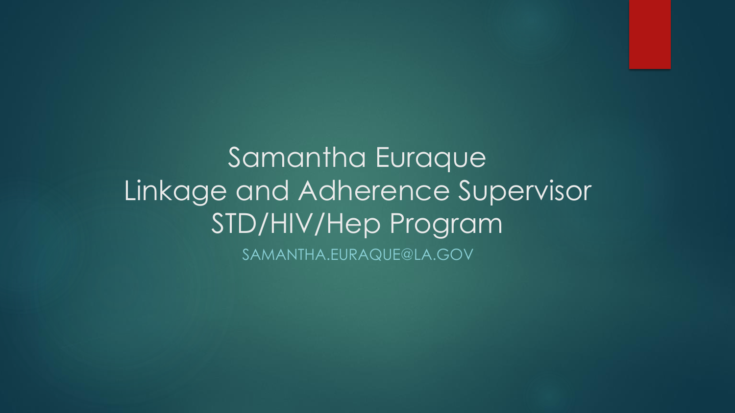Samantha Euraque

Linkage and Adherence Supervisor

STD/HIV/Hep Program

SAMANTHA.EURAQUE@LA.GOV